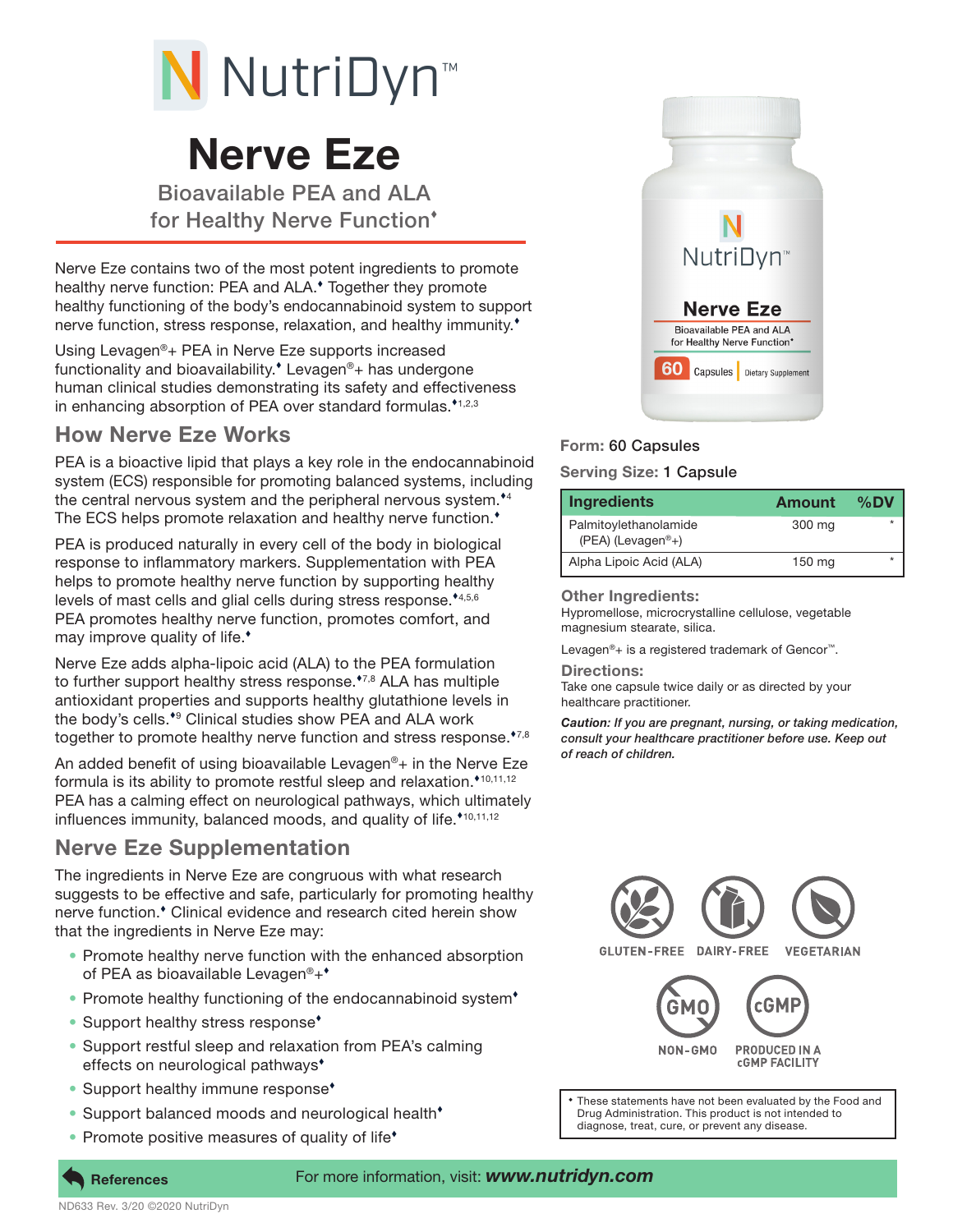# NutriDyn™

# Nerve Eze

## Bioavailable PEA and ALA for Healthy Nerve Function♦

Nerve Eze contains two of the most potent ingredients to promote healthy nerve function: PEA and ALA.♦ Together they promote healthy functioning of the body's endocannabinoid system to support nerve function, stress response, relaxation, and healthy immunity.♦

Using Levagen®+ PEA in Nerve Eze supports increased functionality and bioavailability.♦ Levagen®+ has undergone human clinical studies demonstrating its safety and effectiveness in enhancing absorption of PEA over standard formulas.♦[1,2,3]

## How Nerve Eze Works

PEA is a bioactive lipid that plays a key role in the endocannabinoid system (ECS) responsible for promoting balanced systems, including the central nervous system and the peripheral nervous system.♦[4] The ECS helps promote relaxation and healthy nerve function.♦

PEA is produced naturally in every cell of the body in biological response to inflammatory markers. Supplementation with PEA helps to promote healthy nerve function by supporting healthy levels of mast cells and glial cells during stress response.♦[4,5,6] PEA promotes healthy nerve function, promotes comfort, and may improve quality of life.♦

Nerve Eze adds alpha-lipoic acid (ALA) to the PEA formulation to further support healthy stress response.♦[7,8] ALA has multiple antioxidant properties and supports healthy glutathione levels in the body's cells.♦[9] Clinical studies show PEA and ALA work together to promote healthy nerve function and stress response.♦[7,8]

An added benefit of using bioavailable Levagen®+ in the Nerve Eze formula is its ability to promote restful sleep and relaxation.♦[10,11,12] PEA has a calming effect on neurological pathways, which ultimately influences immunity, balanced moods, and quality of life.♦[10,11,12]

## Nerve Eze Supplementation

The ingredients in Nerve Eze are congruous with what research suggests to be effective and safe, particularly for promoting healthy nerve function.♦ Clinical evidence and research cited herein show that the ingredients in Nerve Eze may:

- Promote healthy nerve function with the enhanced absorption of PEA as bioavailable Levagen®+♦
- Promote healthy functioning of the endocannabinoid system♦
- Support healthy stress response♦
- Support restful sleep and relaxation from PEA's calming effects on neurological pathways♦
- Support healthy immune response♦
- Support balanced moods and neurological health♦
- Promote positive measures of quality of life♦

**Form:** 60 Capsules

**Serving Size:** 1 Capsule

| Ingredients | Amount | %DV |
|---|---|---|
| Palmitoylethanolamide (PEA) (Levagen®+) | 300 mg | * |
| Alpha Lipoic Acid (ALA) | 150 mg | * |

### Other Ingredients:

Hypromellose, microcrystalline cellulose, vegetable magnesium stearate, silica.

Levagen®+ is a registered trademark of Gencor™.

### Directions:

Take one capsule twice daily or as directed by your healthcare practitioner.

***Caution:** If you are pregnant, nursing, or taking medication, consult your healthcare practitioner before use. Keep out of reach of children.*

GLUTEN-FREE · DAIRY-FREE · VEGETARIAN · NON-GMO · PRODUCED IN A cGMP FACILITY

♦ These statements have not been evaluated by the Food and Drug Administration. This product is not intended to diagnose, treat, cure, or prevent any disease.

**References** For more information, visit: ***www.nutridyn.com***

ND633 Rev. 3/20 ©2020 NutriDyn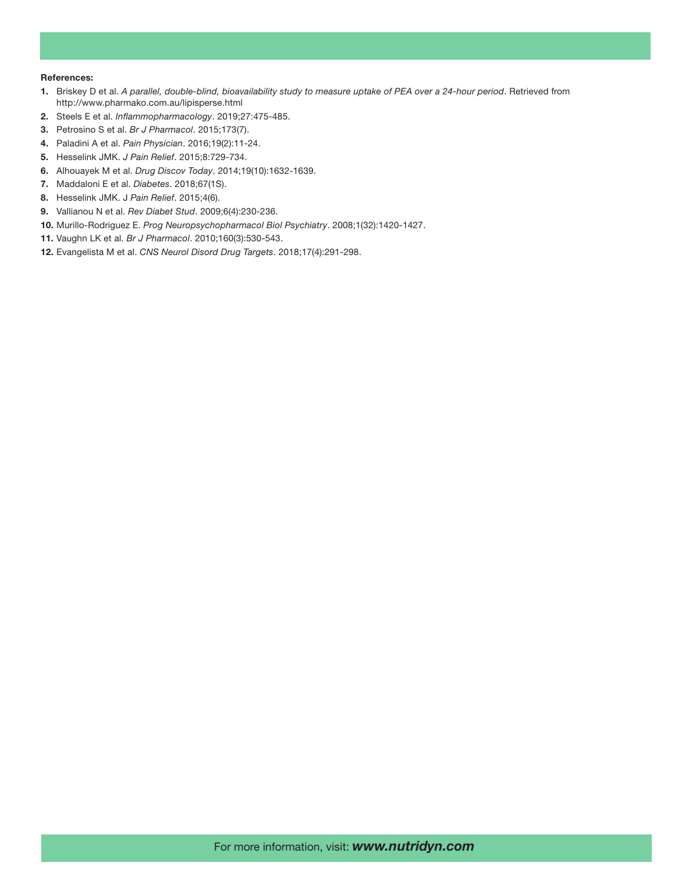**References:**

1. Briskey D et al. *A parallel, double-blind, bioavailability study to measure uptake of PEA over a 24-hour period*. Retrieved from http://www.pharmako.com.au/lipisperse.html
2. Steels E et al. *Inflammopharmacology*. 2019;27:475-485.
3. Petrosino S et al. *Br J Pharmacol*. 2015;173(7).
4. Paladini A et al. *Pain Physician*. 2016;19(2):11-24.
5. Hesselink JMK. *J Pain Relief*. 2015;8:729-734.
6. Alhouayek M et al. *Drug Discov Today*. 2014;19(10):1632-1639.
7. Maddaloni E et al. *Diabetes*. 2018;67(1S).
8. Hesselink JMK. J *Pain Relief*. 2015;4(6).
9. Vallianou N et al. *Rev Diabet Stud*. 2009;6(4):230-236.
10. Murillo-Rodriguez E. *Prog Neuropsychopharmacol Biol Psychiatry*. 2008;1(32):1420-1427.
11. Vaughn LK et al. *Br J Pharmacol*. 2010;160(3):530-543.
12. Evangelista M et al. *CNS Neurol Disord Drug Targets*. 2018;17(4):291-298.

For more information, visit: ***www.nutridyn.com***